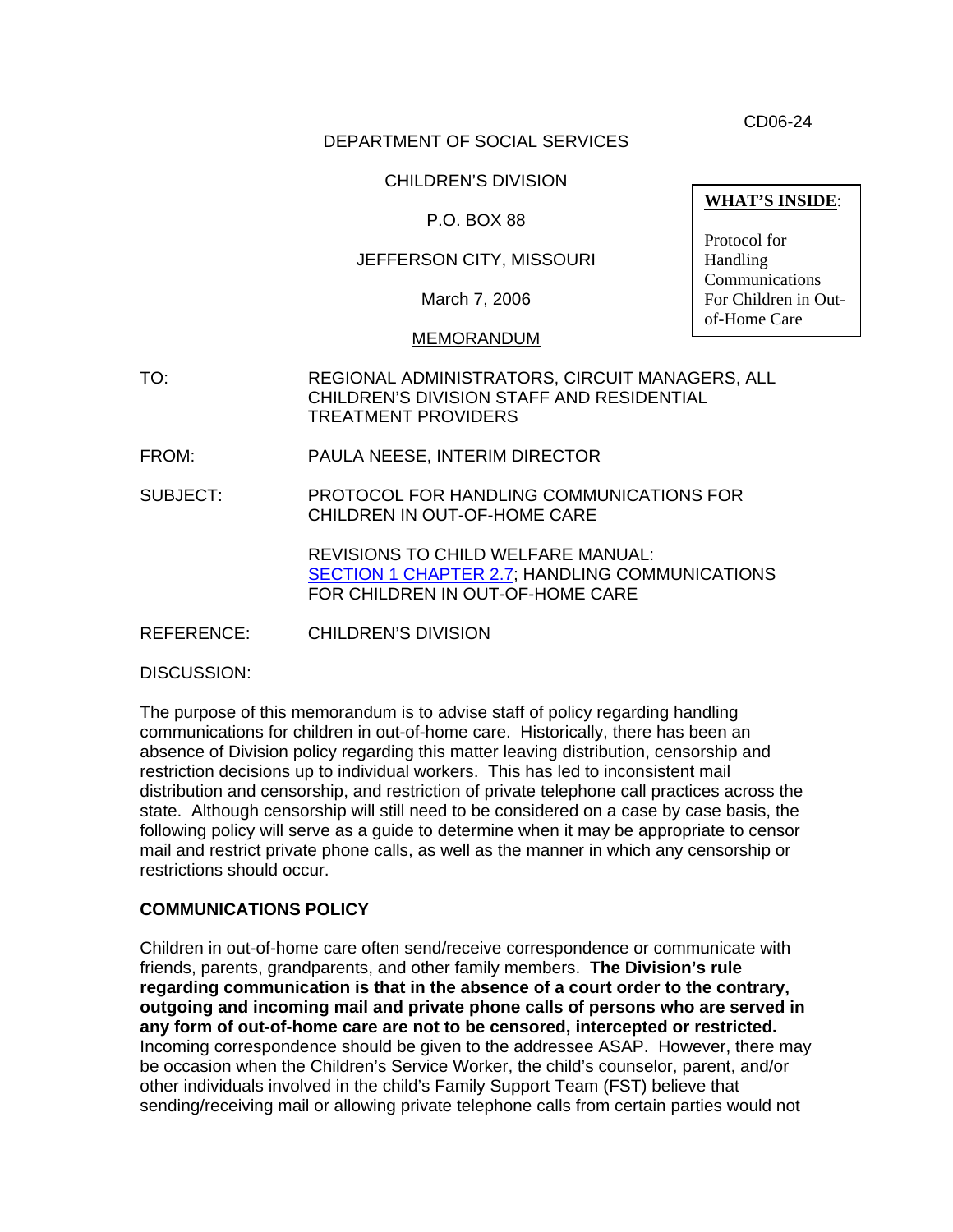CD06-24

DEPARTMENT OF SOCIAL SERVICES

CHILDREN'S DIVISION

P.O. BOX 88

JEFFERSON CITY, MISSOURI

March 7, 2006

MEMORANDUM

**WHAT'S INSIDE**:

Protocol for Handling Communications For Children in Out-of-Home Care

TO: REGIONAL ADMINISTRATORS, CIRCUIT MANAGERS, ALL CHILDREN'S DIVISION STAFF AND RESIDENTIAL TREATMENT PROVIDERS

FROM: PAULA NEESE, INTERIM DIRECTOR

SUBJECT: PROTOCOL FOR HANDLING COMMUNICATIONS FOR CHILDREN IN OUT-OF-HOME CARE

REVISIONS TO CHILD WELFARE MANUAL: SECTION 1 CHAPTER 2.7; HANDLING COMMUNICATIONS FOR CHILDREN IN OUT-OF-HOME CARE

REFERENCE: CHILDREN'S DIVISION

DISCUSSION:

The purpose of this memorandum is to advise staff of policy regarding handling communications for children in out-of-home care. Historically, there has been an absence of Division policy regarding this matter leaving distribution, censorship and restriction decisions up to individual workers. This has led to inconsistent mail distribution and censorship, and restriction of private telephone call practices across the state. Although censorship will still need to be considered on a case by case basis, the following policy will serve as a guide to determine when it may be appropriate to censor mail and restrict private phone calls, as well as the manner in which any censorship or restrictions should occur.

**COMMUNICATIONS POLICY**

Children in out-of-home care often send/receive correspondence or communicate with friends, parents, grandparents, and other family members. **The Division's rule regarding communication is that in the absence of a court order to the contrary, outgoing and incoming mail and private phone calls of persons who are served in any form of out-of-home care are not to be censored, intercepted or restricted.** Incoming correspondence should be given to the addressee ASAP. However, there may be occasion when the Children's Service Worker, the child's counselor, parent, and/or other individuals involved in the child's Family Support Team (FST) believe that sending/receiving mail or allowing private telephone calls from certain parties would not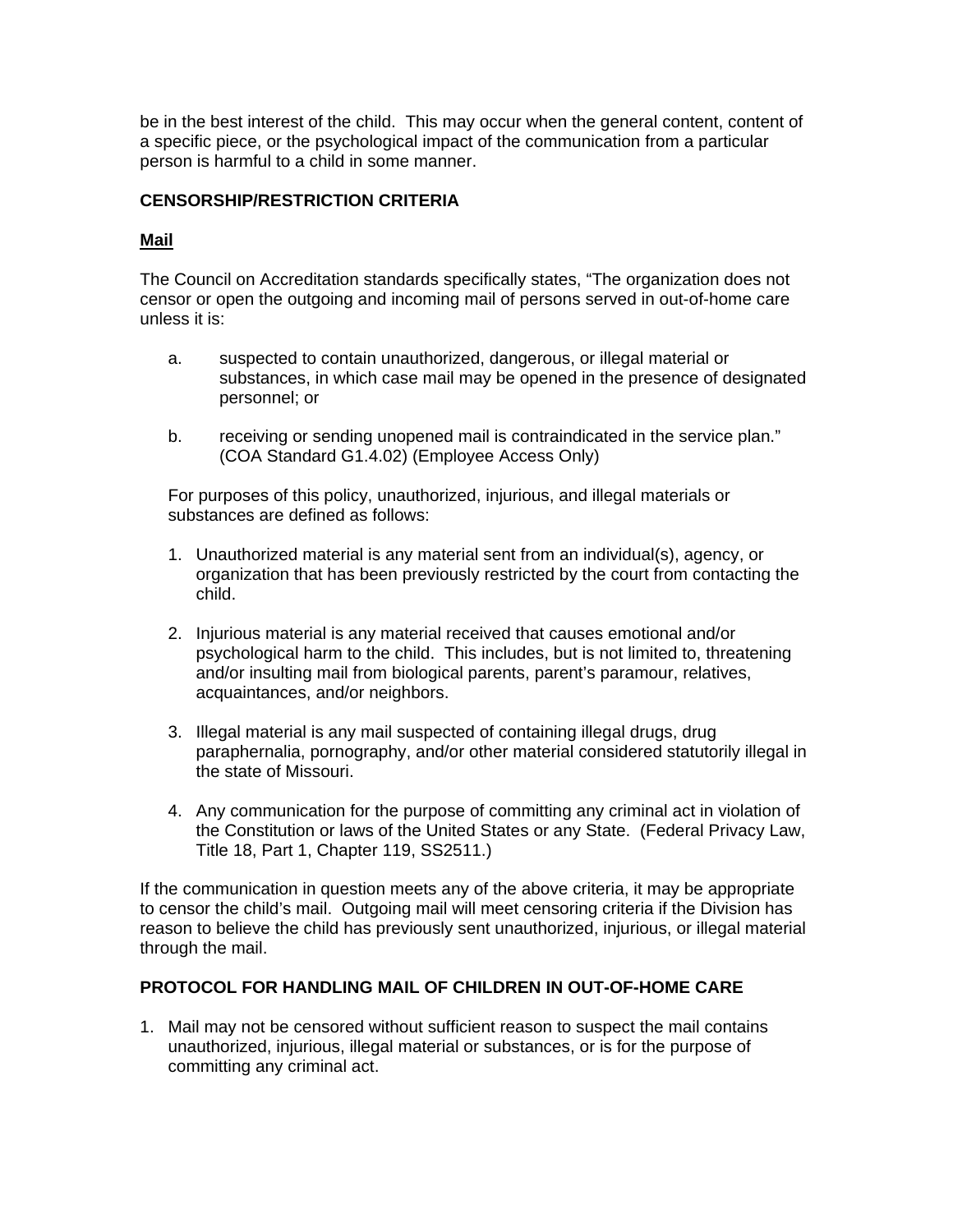be in the best interest of the child. This may occur when the general content, content of a specific piece, or the psychological impact of the communication from a particular person is harmful to a child in some manner.

**CENSORSHIP/RESTRICTION CRITERIA**

**Mail**

The Council on Accreditation standards specifically states, "The organization does not censor or open the outgoing and incoming mail of persons served in out-of-home care unless it is:

a. suspected to contain unauthorized, dangerous, or illegal material or substances, in which case mail may be opened in the presence of designated personnel; or

b. receiving or sending unopened mail is contraindicated in the service plan." (COA Standard G1.4.02) (Employee Access Only)

For purposes of this policy, unauthorized, injurious, and illegal materials or substances are defined as follows:

1. Unauthorized material is any material sent from an individual(s), agency, or organization that has been previously restricted by the court from contacting the child.
2. Injurious material is any material received that causes emotional and/or psychological harm to the child. This includes, but is not limited to, threatening and/or insulting mail from biological parents, parent's paramour, relatives, acquaintances, and/or neighbors.
3. Illegal material is any mail suspected of containing illegal drugs, drug paraphernalia, pornography, and/or other material considered statutorily illegal in the state of Missouri.
4. Any communication for the purpose of committing any criminal act in violation of the Constitution or laws of the United States or any State. (Federal Privacy Law, Title 18, Part 1, Chapter 119, SS2511.)

If the communication in question meets any of the above criteria, it may be appropriate to censor the child's mail. Outgoing mail will meet censoring criteria if the Division has reason to believe the child has previously sent unauthorized, injurious, or illegal material through the mail.

**PROTOCOL FOR HANDLING MAIL OF CHILDREN IN OUT-OF-HOME CARE**

1. Mail may not be censored without sufficient reason to suspect the mail contains unauthorized, injurious, illegal material or substances, or is for the purpose of committing any criminal act.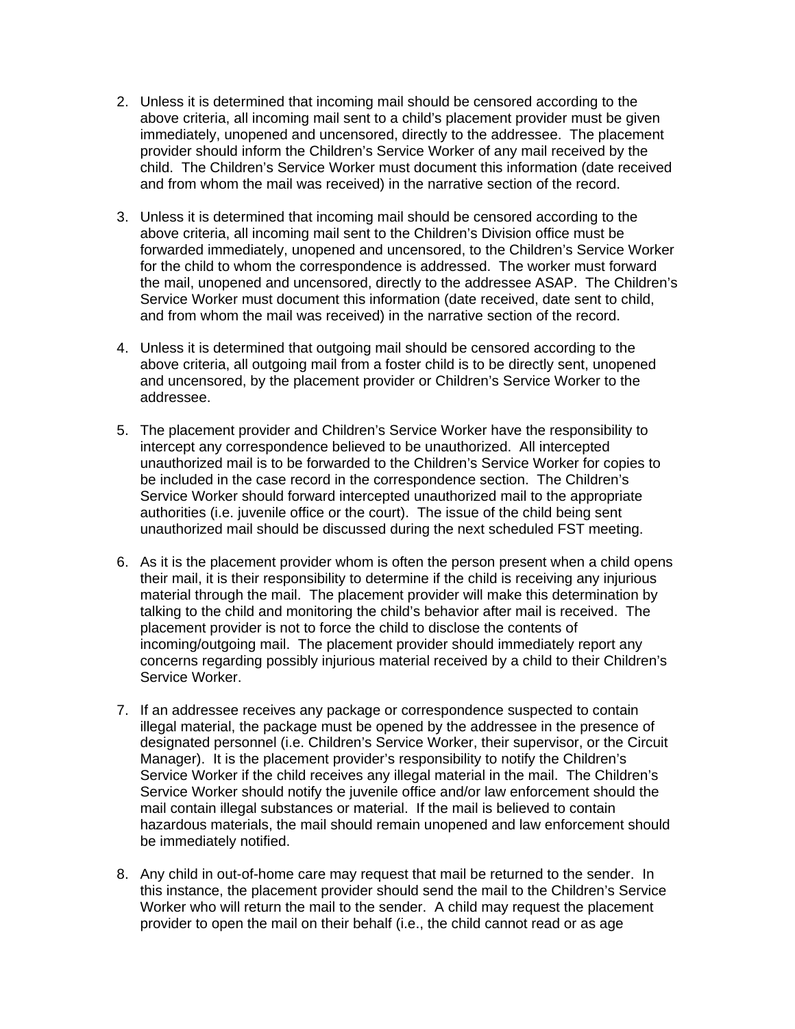2. Unless it is determined that incoming mail should be censored according to the above criteria, all incoming mail sent to a child's placement provider must be given immediately, unopened and uncensored, directly to the addressee. The placement provider should inform the Children's Service Worker of any mail received by the child. The Children's Service Worker must document this information (date received and from whom the mail was received) in the narrative section of the record.

3. Unless it is determined that incoming mail should be censored according to the above criteria, all incoming mail sent to the Children's Division office must be forwarded immediately, unopened and uncensored, to the Children's Service Worker for the child to whom the correspondence is addressed. The worker must forward the mail, unopened and uncensored, directly to the addressee ASAP. The Children's Service Worker must document this information (date received, date sent to child, and from whom the mail was received) in the narrative section of the record.

4. Unless it is determined that outgoing mail should be censored according to the above criteria, all outgoing mail from a foster child is to be directly sent, unopened and uncensored, by the placement provider or Children's Service Worker to the addressee.

5. The placement provider and Children's Service Worker have the responsibility to intercept any correspondence believed to be unauthorized. All intercepted unauthorized mail is to be forwarded to the Children's Service Worker for copies to be included in the case record in the correspondence section. The Children's Service Worker should forward intercepted unauthorized mail to the appropriate authorities (i.e. juvenile office or the court). The issue of the child being sent unauthorized mail should be discussed during the next scheduled FST meeting.

6. As it is the placement provider whom is often the person present when a child opens their mail, it is their responsibility to determine if the child is receiving any injurious material through the mail. The placement provider will make this determination by talking to the child and monitoring the child's behavior after mail is received. The placement provider is not to force the child to disclose the contents of incoming/outgoing mail. The placement provider should immediately report any concerns regarding possibly injurious material received by a child to their Children's Service Worker.

7. If an addressee receives any package or correspondence suspected to contain illegal material, the package must be opened by the addressee in the presence of designated personnel (i.e. Children's Service Worker, their supervisor, or the Circuit Manager). It is the placement provider's responsibility to notify the Children's Service Worker if the child receives any illegal material in the mail. The Children's Service Worker should notify the juvenile office and/or law enforcement should the mail contain illegal substances or material. If the mail is believed to contain hazardous materials, the mail should remain unopened and law enforcement should be immediately notified.

8. Any child in out-of-home care may request that mail be returned to the sender. In this instance, the placement provider should send the mail to the Children's Service Worker who will return the mail to the sender. A child may request the placement provider to open the mail on their behalf (i.e., the child cannot read or as age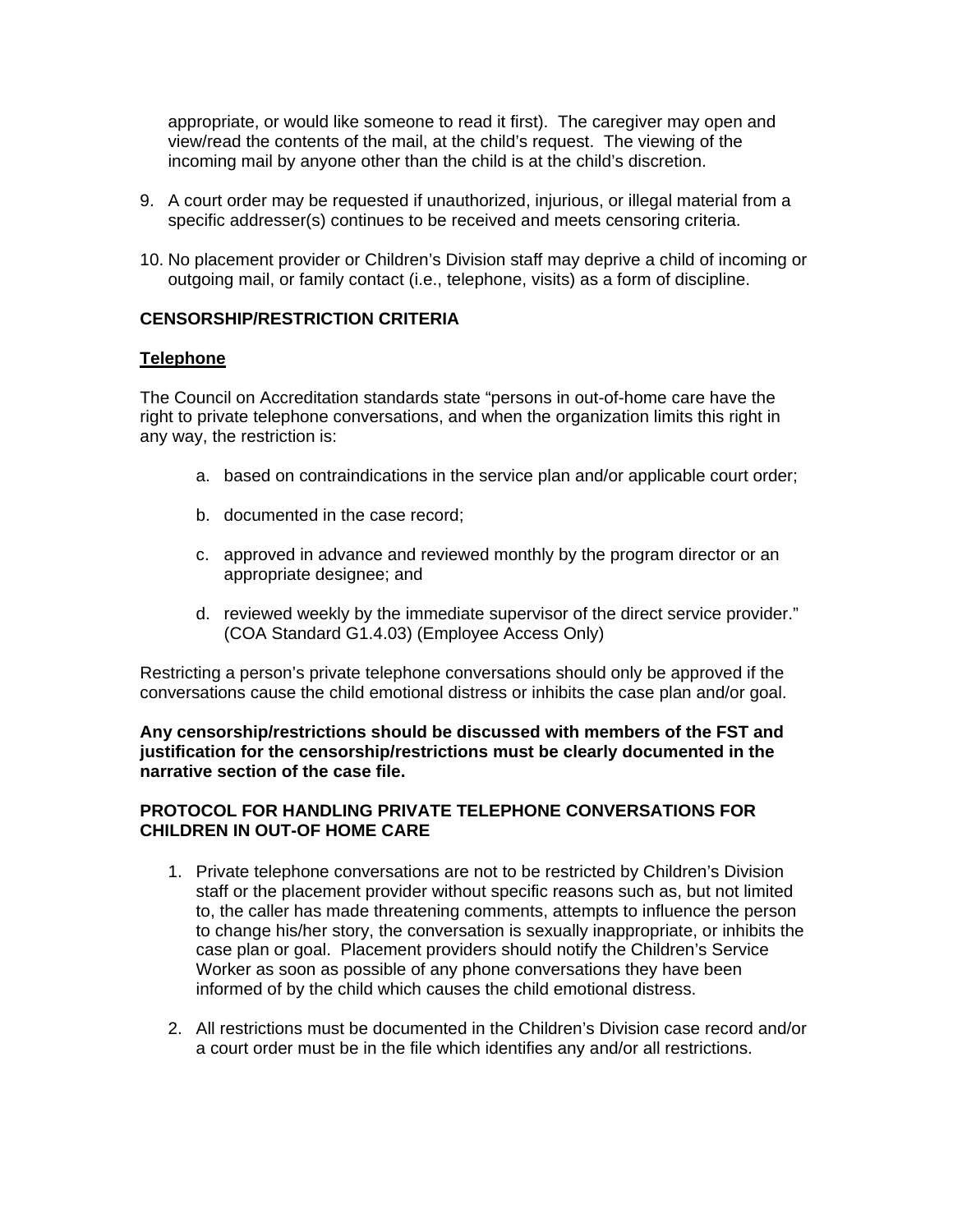appropriate, or would like someone to read it first). The caregiver may open and view/read the contents of the mail, at the child's request. The viewing of the incoming mail by anyone other than the child is at the child's discretion.

9. A court order may be requested if unauthorized, injurious, or illegal material from a specific addresser(s) continues to be received and meets censoring criteria.

10. No placement provider or Children's Division staff may deprive a child of incoming or outgoing mail, or family contact (i.e., telephone, visits) as a form of discipline.

**CENSORSHIP/RESTRICTION CRITERIA**

**Telephone**

The Council on Accreditation standards state "persons in out-of-home care have the right to private telephone conversations, and when the organization limits this right in any way, the restriction is:

a. based on contraindications in the service plan and/or applicable court order;

b. documented in the case record;

c. approved in advance and reviewed monthly by the program director or an appropriate designee; and

d. reviewed weekly by the immediate supervisor of the direct service provider." (COA Standard G1.4.03) (Employee Access Only)

Restricting a person's private telephone conversations should only be approved if the conversations cause the child emotional distress or inhibits the case plan and/or goal.

**Any censorship/restrictions should be discussed with members of the FST and justification for the censorship/restrictions must be clearly documented in the narrative section of the case file.**

**PROTOCOL FOR HANDLING PRIVATE TELEPHONE CONVERSATIONS FOR CHILDREN IN OUT-OF HOME CARE**

1. Private telephone conversations are not to be restricted by Children's Division staff or the placement provider without specific reasons such as, but not limited to, the caller has made threatening comments, attempts to influence the person to change his/her story, the conversation is sexually inappropriate, or inhibits the case plan or goal. Placement providers should notify the Children's Service Worker as soon as possible of any phone conversations they have been informed of by the child which causes the child emotional distress.

2. All restrictions must be documented in the Children's Division case record and/or a court order must be in the file which identifies any and/or all restrictions.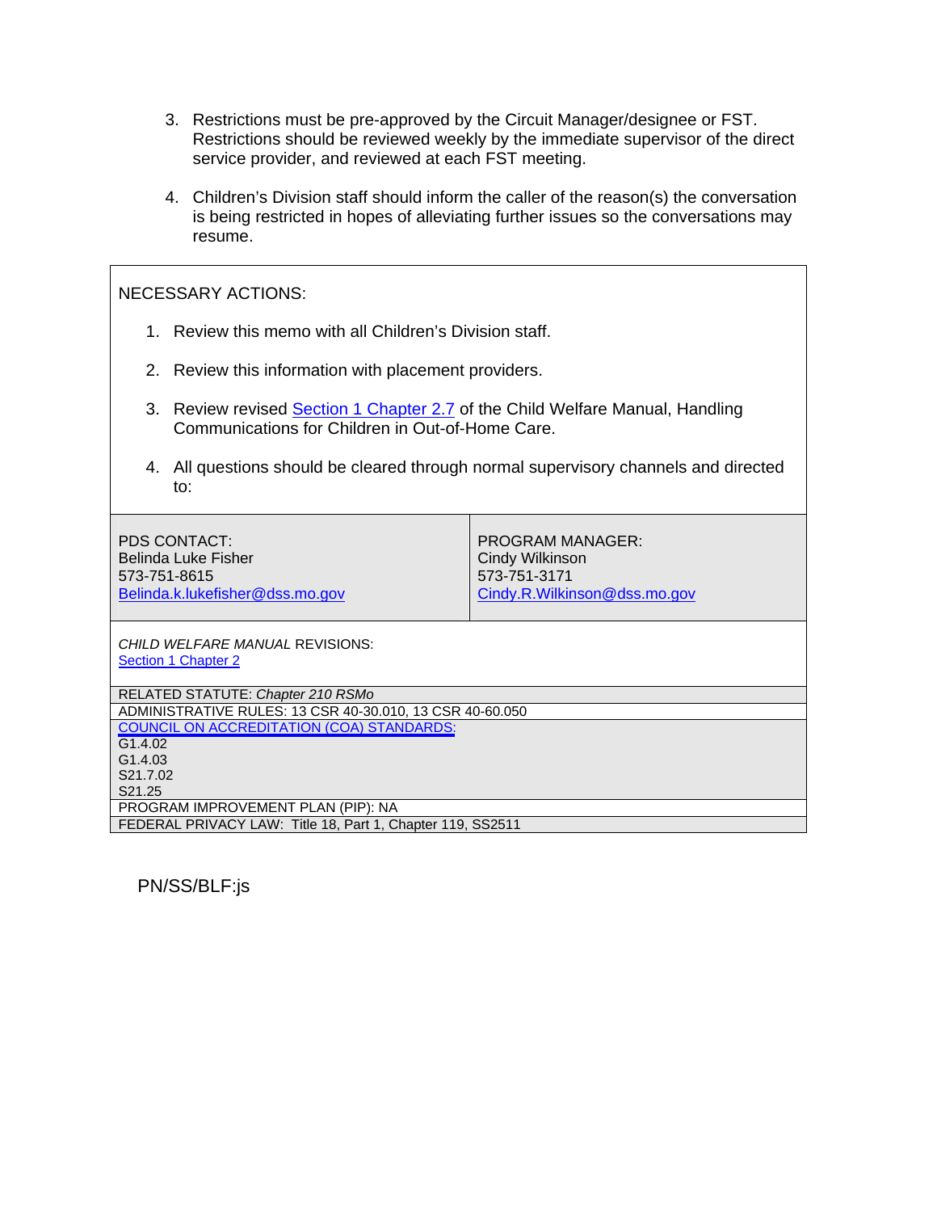3. Restrictions must be pre-approved by the Circuit Manager/designee or FST. Restrictions should be reviewed weekly by the immediate supervisor of the direct service provider, and reviewed at each FST meeting.

4. Children's Division staff should inform the caller of the reason(s) the conversation is being restricted in hopes of alleviating further issues so the conversations may resume.

NECESSARY ACTIONS:

1. Review this memo with all Children's Division staff.

2. Review this information with placement providers.

3. Review revised Section 1 Chapter 2.7 of the Child Welfare Manual, Handling Communications for Children in Out-of-Home Care.

4. All questions should be cleared through normal supervisory channels and directed to:

| PDS CONTACT: | PROGRAM MANAGER: |
|---|---|
| Belinda Luke Fisher<br>573-751-8615<br>Belinda.k.lukefisher@dss.mo.gov | Cindy Wilkinson<br>573-751-3171<br>Cindy.R.Wilkinson@dss.mo.gov |

*CHILD WELFARE MANUAL* REVISIONS:
Section 1 Chapter 2

RELATED STATUTE: *Chapter 210 RSMo*

ADMINISTRATIVE RULES: 13 CSR 40-30.010, 13 CSR 40-60.050

COUNCIL ON ACCREDITATION (COA) STANDARDS:
G1.4.02
G1.4.03
S21.7.02
S21.25

PROGRAM IMPROVEMENT PLAN (PIP): NA

FEDERAL PRIVACY LAW: Title 18, Part 1, Chapter 119, SS2511

PN/SS/BLF:js